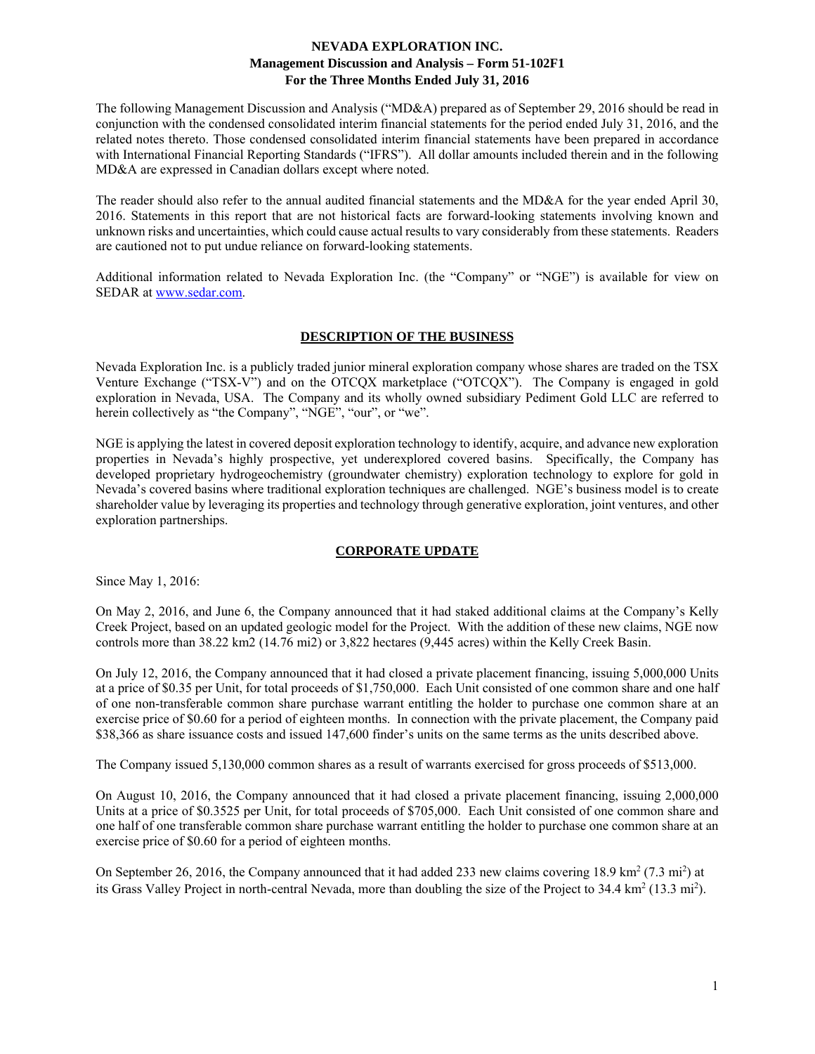# NEVADA EXPLORATION INC.
## Management Discussion and Analysis – Form 51-102F1
### For the Three Months Ended July 31, 2016

The following Management Discussion and Analysis ("MD&A) prepared as of September 29, 2016 should be read in conjunction with the condensed consolidated interim financial statements for the period ended July 31, 2016, and the related notes thereto. Those condensed consolidated interim financial statements have been prepared in accordance with International Financial Reporting Standards ("IFRS"). All dollar amounts included therein and in the following MD&A are expressed in Canadian dollars except where noted.

The reader should also refer to the annual audited financial statements and the MD&A for the year ended April 30, 2016. Statements in this report that are not historical facts are forward-looking statements involving known and unknown risks and uncertainties, which could cause actual results to vary considerably from these statements. Readers are cautioned not to put undue reliance on forward-looking statements.

Additional information related to Nevada Exploration Inc. (the "Company" or "NGE") is available for view on SEDAR at www.sedar.com.

## DESCRIPTION OF THE BUSINESS

Nevada Exploration Inc. is a publicly traded junior mineral exploration company whose shares are traded on the TSX Venture Exchange ("TSX-V") and on the OTCQX marketplace ("OTCQX"). The Company is engaged in gold exploration in Nevada, USA. The Company and its wholly owned subsidiary Pediment Gold LLC are referred to herein collectively as "the Company", "NGE", "our", or "we".

NGE is applying the latest in covered deposit exploration technology to identify, acquire, and advance new exploration properties in Nevada's highly prospective, yet underexplored covered basins. Specifically, the Company has developed proprietary hydrogeochemistry (groundwater chemistry) exploration technology to explore for gold in Nevada's covered basins where traditional exploration techniques are challenged. NGE's business model is to create shareholder value by leveraging its properties and technology through generative exploration, joint ventures, and other exploration partnerships.

## CORPORATE UPDATE

Since May 1, 2016:

On May 2, 2016, and June 6, the Company announced that it had staked additional claims at the Company's Kelly Creek Project, based on an updated geologic model for the Project. With the addition of these new claims, NGE now controls more than 38.22 km2 (14.76 mi2) or 3,822 hectares (9,445 acres) within the Kelly Creek Basin.

On July 12, 2016, the Company announced that it had closed a private placement financing, issuing 5,000,000 Units at a price of $0.35 per Unit, for total proceeds of $1,750,000. Each Unit consisted of one common share and one half of one non-transferable common share purchase warrant entitling the holder to purchase one common share at an exercise price of $0.60 for a period of eighteen months. In connection with the private placement, the Company paid $38,366 as share issuance costs and issued 147,600 finder's units on the same terms as the units described above.

The Company issued 5,130,000 common shares as a result of warrants exercised for gross proceeds of $513,000.

On August 10, 2016, the Company announced that it had closed a private placement financing, issuing 2,000,000 Units at a price of $0.3525 per Unit, for total proceeds of $705,000. Each Unit consisted of one common share and one half of one transferable common share purchase warrant entitling the holder to purchase one common share at an exercise price of $0.60 for a period of eighteen months.

On September 26, 2016, the Company announced that it had added 233 new claims covering 18.9 $km^2$ (7.3 $mi^2$) at its Grass Valley Project in north-central Nevada, more than doubling the size of the Project to 34.4 $km^2$ (13.3 $mi^2$).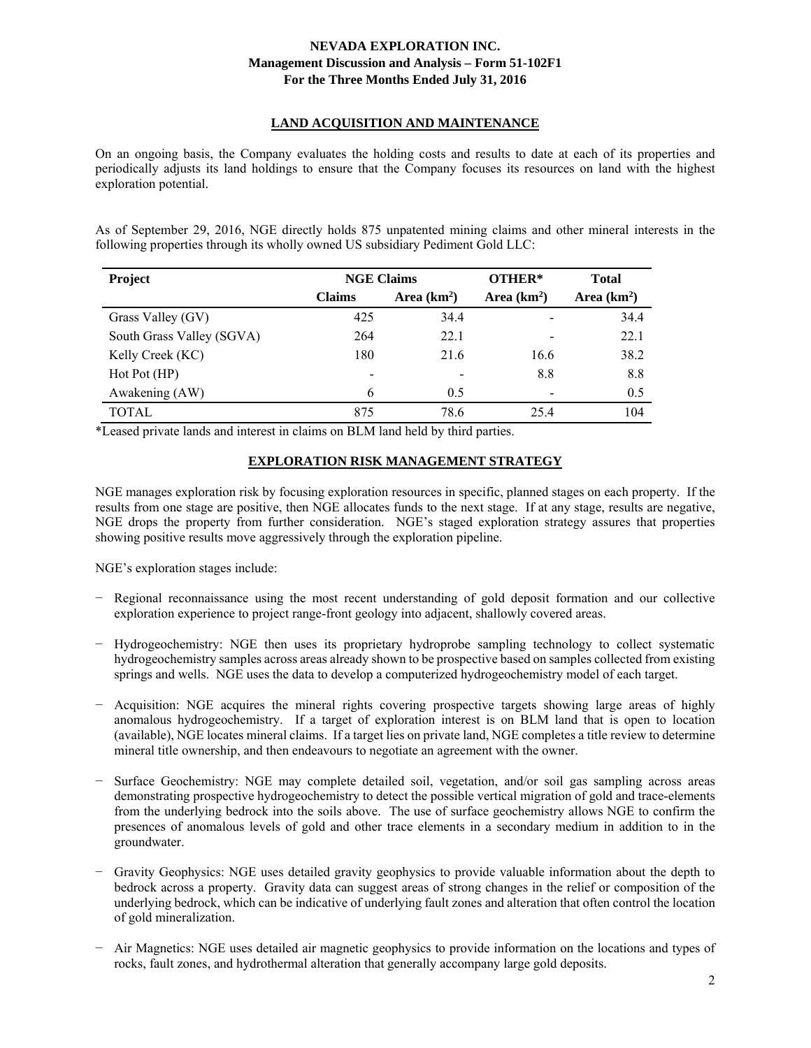## LAND ACQUISITION AND MAINTENANCE

On an ongoing basis, the Company evaluates the holding costs and results to date at each of its properties and periodically adjusts its land holdings to ensure that the Company focuses its resources on land with the highest exploration potential.

As of September 29, 2016, NGE directly holds 875 unpatented mining claims and other mineral interests in the following properties through its wholly owned US subsidiary Pediment Gold LLC:

| Project | NGE Claims | | OTHER* | Total |
|---|---|---|---|---|
| | Claims | Area (km$^2$) | Area (km$^2$) | Area (km$^2$) |
| Grass Valley (GV) | 425 | 34.4 | - | 34.4 |
| South Grass Valley (SGVA) | 264 | 22.1 | - | 22.1 |
| Kelly Creek (KC) | 180 | 21.6 | 16.6 | 38.2 |
| Hot Pot (HP) | - | - | 8.8 | 8.8 |
| Awakening (AW) | 6 | 0.5 | - | 0.5 |
| TOTAL | 875 | 78.6 | 25.4 | 104 |

*Leased private lands and interest in claims on BLM land held by third parties.

## EXPLORATION RISK MANAGEMENT STRATEGY

NGE manages exploration risk by focusing exploration resources in specific, planned stages on each property. If the results from one stage are positive, then NGE allocates funds to the next stage. If at any stage, results are negative, NGE drops the property from further consideration. NGE's staged exploration strategy assures that properties showing positive results move aggressively through the exploration pipeline.

NGE's exploration stages include:

- Regional reconnaissance using the most recent understanding of gold deposit formation and our collective exploration experience to project range-front geology into adjacent, shallowly covered areas.
- Hydrogeochemistry: NGE then uses its proprietary hydroprobe sampling technology to collect systematic hydrogeochemistry samples across areas already shown to be prospective based on samples collected from existing springs and wells. NGE uses the data to develop a computerized hydrogeochemistry model of each target.
- Acquisition: NGE acquires the mineral rights covering prospective targets showing large areas of highly anomalous hydrogeochemistry. If a target of exploration interest is on BLM land that is open to location (available), NGE locates mineral claims. If a target lies on private land, NGE completes a title review to determine mineral title ownership, and then endeavours to negotiate an agreement with the owner.
- Surface Geochemistry: NGE may complete detailed soil, vegetation, and/or soil gas sampling across areas demonstrating prospective hydrogeochemistry to detect the possible vertical migration of gold and trace-elements from the underlying bedrock into the soils above. The use of surface geochemistry allows NGE to confirm the presences of anomalous levels of gold and other trace elements in a secondary medium in addition to in the groundwater.
- Gravity Geophysics: NGE uses detailed gravity geophysics to provide valuable information about the depth to bedrock across a property. Gravity data can suggest areas of strong changes in the relief or composition of the underlying bedrock, which can be indicative of underlying fault zones and alteration that often control the location of gold mineralization.
- Air Magnetics: NGE uses detailed air magnetic geophysics to provide information on the locations and types of rocks, fault zones, and hydrothermal alteration that generally accompany large gold deposits.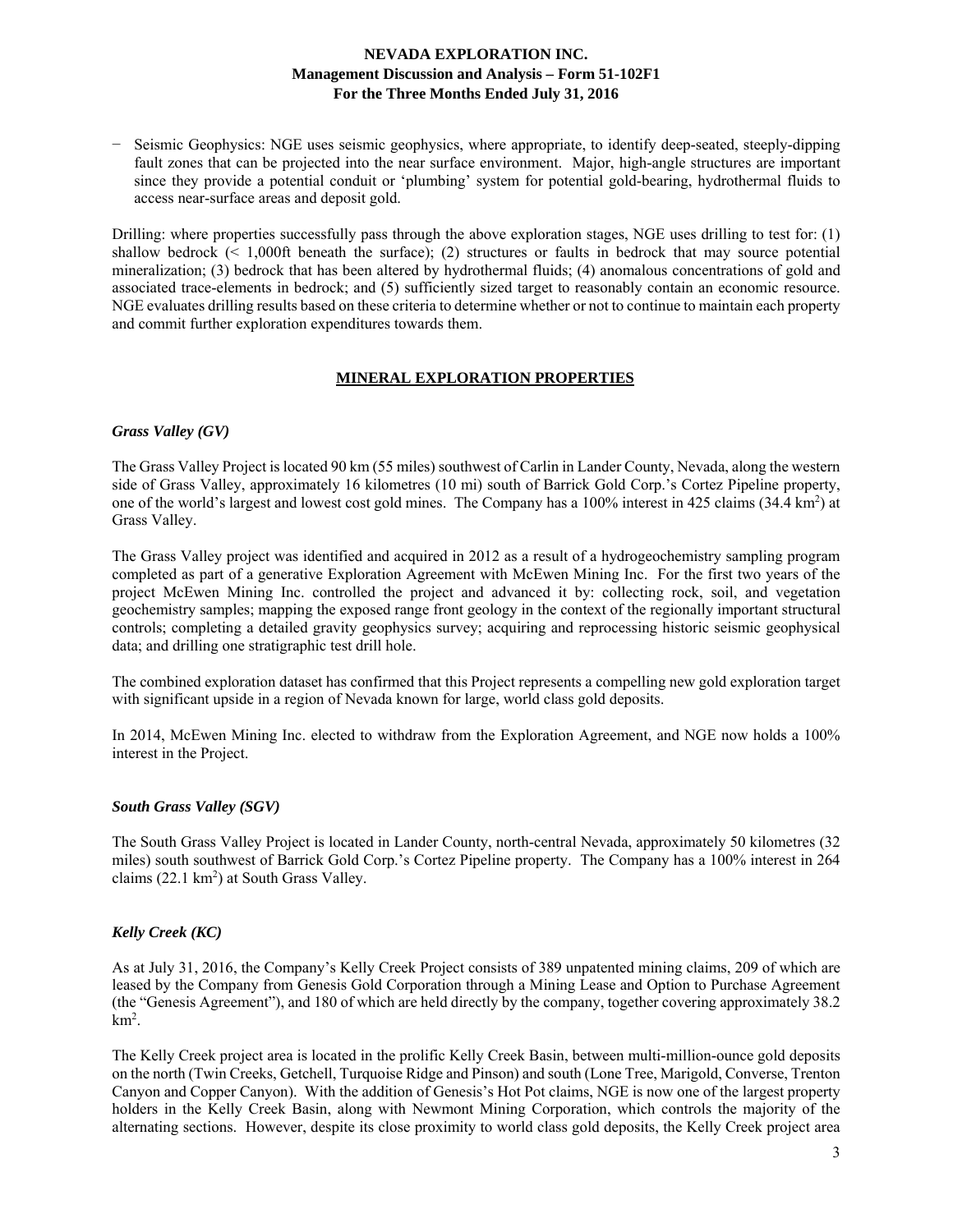− Seismic Geophysics: NGE uses seismic geophysics, where appropriate, to identify deep-seated, steeply-dipping fault zones that can be projected into the near surface environment. Major, high-angle structures are important since they provide a potential conduit or 'plumbing' system for potential gold-bearing, hydrothermal fluids to access near-surface areas and deposit gold.

Drilling: where properties successfully pass through the above exploration stages, NGE uses drilling to test for: (1) shallow bedrock (< 1,000ft beneath the surface); (2) structures or faults in bedrock that may source potential mineralization; (3) bedrock that has been altered by hydrothermal fluids; (4) anomalous concentrations of gold and associated trace-elements in bedrock; and (5) sufficiently sized target to reasonably contain an economic resource. NGE evaluates drilling results based on these criteria to determine whether or not to continue to maintain each property and commit further exploration expenditures towards them.

## MINERAL EXPLORATION PROPERTIES

### *Grass Valley (GV)*

The Grass Valley Project is located 90 km (55 miles) southwest of Carlin in Lander County, Nevada, along the western side of Grass Valley, approximately 16 kilometres (10 mi) south of Barrick Gold Corp.'s Cortez Pipeline property, one of the world's largest and lowest cost gold mines. The Company has a 100% interest in 425 claims (34.4 $km^2$) at Grass Valley.

The Grass Valley project was identified and acquired in 2012 as a result of a hydrogeochemistry sampling program completed as part of a generative Exploration Agreement with McEwen Mining Inc. For the first two years of the project McEwen Mining Inc. controlled the project and advanced it by: collecting rock, soil, and vegetation geochemistry samples; mapping the exposed range front geology in the context of the regionally important structural controls; completing a detailed gravity geophysics survey; acquiring and reprocessing historic seismic geophysical data; and drilling one stratigraphic test drill hole.

The combined exploration dataset has confirmed that this Project represents a compelling new gold exploration target with significant upside in a region of Nevada known for large, world class gold deposits.

In 2014, McEwen Mining Inc. elected to withdraw from the Exploration Agreement, and NGE now holds a 100% interest in the Project.

### *South Grass Valley (SGV)*

The South Grass Valley Project is located in Lander County, north-central Nevada, approximately 50 kilometres (32 miles) south southwest of Barrick Gold Corp.'s Cortez Pipeline property. The Company has a 100% interest in 264 claims (22.1 $km^2$) at South Grass Valley.

### *Kelly Creek (KC)*

As at July 31, 2016, the Company's Kelly Creek Project consists of 389 unpatented mining claims, 209 of which are leased by the Company from Genesis Gold Corporation through a Mining Lease and Option to Purchase Agreement (the "Genesis Agreement"), and 180 of which are held directly by the company, together covering approximately 38.2 $km^2$.

The Kelly Creek project area is located in the prolific Kelly Creek Basin, between multi-million-ounce gold deposits on the north (Twin Creeks, Getchell, Turquoise Ridge and Pinson) and south (Lone Tree, Marigold, Converse, Trenton Canyon and Copper Canyon). With the addition of Genesis's Hot Pot claims, NGE is now one of the largest property holders in the Kelly Creek Basin, along with Newmont Mining Corporation, which controls the majority of the alternating sections. However, despite its close proximity to world class gold deposits, the Kelly Creek project area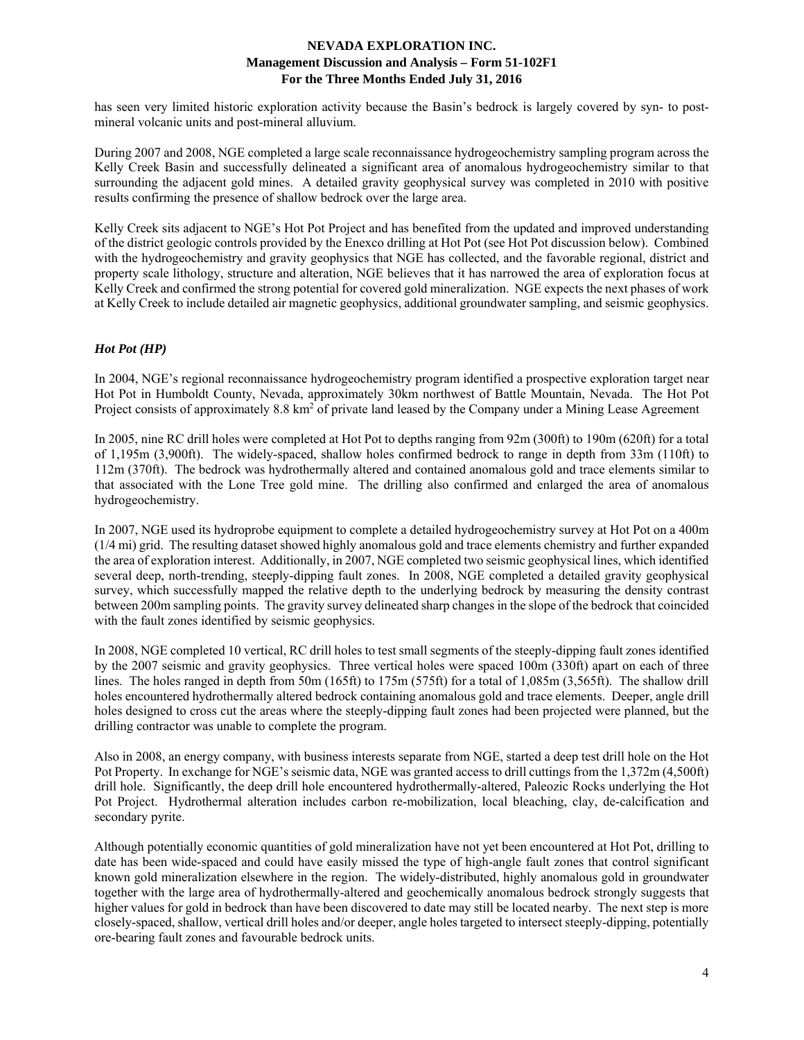has seen very limited historic exploration activity because the Basin's bedrock is largely covered by syn- to post-mineral volcanic units and post-mineral alluvium.

During 2007 and 2008, NGE completed a large scale reconnaissance hydrogeochemistry sampling program across the Kelly Creek Basin and successfully delineated a significant area of anomalous hydrogeochemistry similar to that surrounding the adjacent gold mines. A detailed gravity geophysical survey was completed in 2010 with positive results confirming the presence of shallow bedrock over the large area.

Kelly Creek sits adjacent to NGE's Hot Pot Project and has benefited from the updated and improved understanding of the district geologic controls provided by the Enexco drilling at Hot Pot (see Hot Pot discussion below). Combined with the hydrogeochemistry and gravity geophysics that NGE has collected, and the favorable regional, district and property scale lithology, structure and alteration, NGE believes that it has narrowed the area of exploration focus at Kelly Creek and confirmed the strong potential for covered gold mineralization. NGE expects the next phases of work at Kelly Creek to include detailed air magnetic geophysics, additional groundwater sampling, and seismic geophysics.

### *Hot Pot (HP)*

In 2004, NGE's regional reconnaissance hydrogeochemistry program identified a prospective exploration target near Hot Pot in Humboldt County, Nevada, approximately 30km northwest of Battle Mountain, Nevada. The Hot Pot Project consists of approximately 8.8 km$^2$ of private land leased by the Company under a Mining Lease Agreement

In 2005, nine RC drill holes were completed at Hot Pot to depths ranging from 92m (300ft) to 190m (620ft) for a total of 1,195m (3,900ft). The widely-spaced, shallow holes confirmed bedrock to range in depth from 33m (110ft) to 112m (370ft). The bedrock was hydrothermally altered and contained anomalous gold and trace elements similar to that associated with the Lone Tree gold mine. The drilling also confirmed and enlarged the area of anomalous hydrogeochemistry.

In 2007, NGE used its hydroprobe equipment to complete a detailed hydrogeochemistry survey at Hot Pot on a 400m (1/4 mi) grid. The resulting dataset showed highly anomalous gold and trace elements chemistry and further expanded the area of exploration interest. Additionally, in 2007, NGE completed two seismic geophysical lines, which identified several deep, north-trending, steeply-dipping fault zones. In 2008, NGE completed a detailed gravity geophysical survey, which successfully mapped the relative depth to the underlying bedrock by measuring the density contrast between 200m sampling points. The gravity survey delineated sharp changes in the slope of the bedrock that coincided with the fault zones identified by seismic geophysics.

In 2008, NGE completed 10 vertical, RC drill holes to test small segments of the steeply-dipping fault zones identified by the 2007 seismic and gravity geophysics. Three vertical holes were spaced 100m (330ft) apart on each of three lines. The holes ranged in depth from 50m (165ft) to 175m (575ft) for a total of 1,085m (3,565ft). The shallow drill holes encountered hydrothermally altered bedrock containing anomalous gold and trace elements. Deeper, angle drill holes designed to cross cut the areas where the steeply-dipping fault zones had been projected were planned, but the drilling contractor was unable to complete the program.

Also in 2008, an energy company, with business interests separate from NGE, started a deep test drill hole on the Hot Pot Property. In exchange for NGE's seismic data, NGE was granted access to drill cuttings from the 1,372m (4,500ft) drill hole. Significantly, the deep drill hole encountered hydrothermally-altered, Paleozoic Rocks underlying the Hot Pot Project. Hydrothermal alteration includes carbon re-mobilization, local bleaching, clay, de-calcification and secondary pyrite.

Although potentially economic quantities of gold mineralization have not yet been encountered at Hot Pot, drilling to date has been wide-spaced and could have easily missed the type of high-angle fault zones that control significant known gold mineralization elsewhere in the region. The widely-distributed, highly anomalous gold in groundwater together with the large area of hydrothermally-altered and geochemically anomalous bedrock strongly suggests that higher values for gold in bedrock than have been discovered to date may still be located nearby. The next step is more closely-spaced, shallow, vertical drill holes and/or deeper, angle holes targeted to intersect steeply-dipping, potentially ore-bearing fault zones and favourable bedrock units.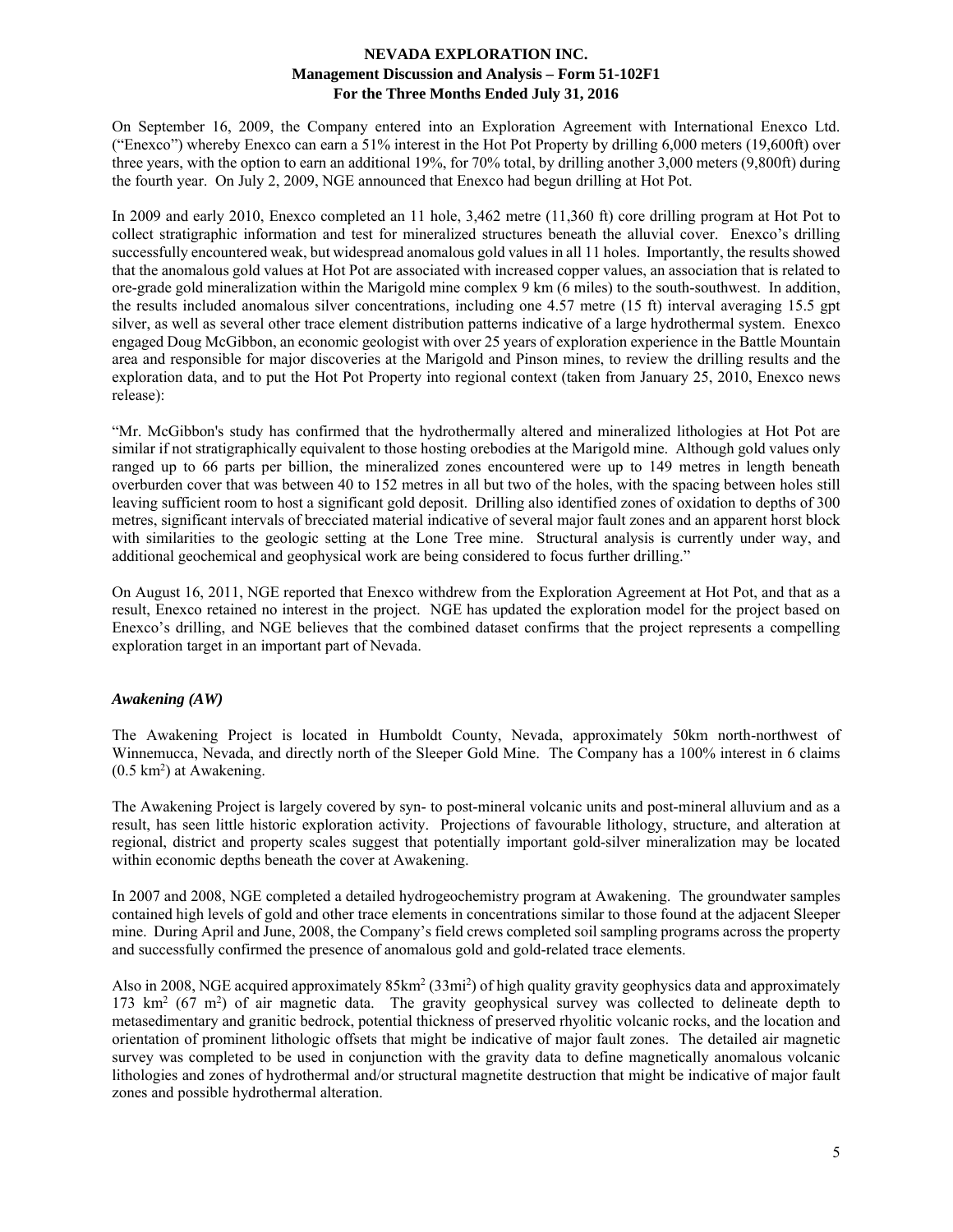On September 16, 2009, the Company entered into an Exploration Agreement with International Enexco Ltd. ("Enexco") whereby Enexco can earn a 51% interest in the Hot Pot Property by drilling 6,000 meters (19,600ft) over three years, with the option to earn an additional 19%, for 70% total, by drilling another 3,000 meters (9,800ft) during the fourth year. On July 2, 2009, NGE announced that Enexco had begun drilling at Hot Pot.

In 2009 and early 2010, Enexco completed an 11 hole, 3,462 metre (11,360 ft) core drilling program at Hot Pot to collect stratigraphic information and test for mineralized structures beneath the alluvial cover. Enexco's drilling successfully encountered weak, but widespread anomalous gold values in all 11 holes. Importantly, the results showed that the anomalous gold values at Hot Pot are associated with increased copper values, an association that is related to ore-grade gold mineralization within the Marigold mine complex 9 km (6 miles) to the south-southwest. In addition, the results included anomalous silver concentrations, including one 4.57 metre (15 ft) interval averaging 15.5 gpt silver, as well as several other trace element distribution patterns indicative of a large hydrothermal system. Enexco engaged Doug McGibbon, an economic geologist with over 25 years of exploration experience in the Battle Mountain area and responsible for major discoveries at the Marigold and Pinson mines, to review the drilling results and the exploration data, and to put the Hot Pot Property into regional context (taken from January 25, 2010, Enexco news release):

"Mr. McGibbon's study has confirmed that the hydrothermally altered and mineralized lithologies at Hot Pot are similar if not stratigraphically equivalent to those hosting orebodies at the Marigold mine. Although gold values only ranged up to 66 parts per billion, the mineralized zones encountered were up to 149 metres in length beneath overburden cover that was between 40 to 152 metres in all but two of the holes, with the spacing between holes still leaving sufficient room to host a significant gold deposit. Drilling also identified zones of oxidation to depths of 300 metres, significant intervals of brecciated material indicative of several major fault zones and an apparent horst block with similarities to the geologic setting at the Lone Tree mine. Structural analysis is currently under way, and additional geochemical and geophysical work are being considered to focus further drilling."

On August 16, 2011, NGE reported that Enexco withdrew from the Exploration Agreement at Hot Pot, and that as a result, Enexco retained no interest in the project. NGE has updated the exploration model for the project based on Enexco's drilling, and NGE believes that the combined dataset confirms that the project represents a compelling exploration target in an important part of Nevada.

### *Awakening (AW)*

The Awakening Project is located in Humboldt County, Nevada, approximately 50km north-northwest of Winnemucca, Nevada, and directly north of the Sleeper Gold Mine. The Company has a 100% interest in 6 claims (0.5 $km^2$) at Awakening.

The Awakening Project is largely covered by syn- to post-mineral volcanic units and post-mineral alluvium and as a result, has seen little historic exploration activity. Projections of favourable lithology, structure, and alteration at regional, district and property scales suggest that potentially important gold-silver mineralization may be located within economic depths beneath the cover at Awakening.

In 2007 and 2008, NGE completed a detailed hydrogeochemistry program at Awakening. The groundwater samples contained high levels of gold and other trace elements in concentrations similar to those found at the adjacent Sleeper mine. During April and June, 2008, the Company's field crews completed soil sampling programs across the property and successfully confirmed the presence of anomalous gold and gold-related trace elements.

Also in 2008, NGE acquired approximately 85$km^2$ (33$mi^2$) of high quality gravity geophysics data and approximately 173 $km^2$ (67 $m^2$) of air magnetic data. The gravity geophysical survey was collected to delineate depth to metasedimentary and granitic bedrock, potential thickness of preserved rhyolitic volcanic rocks, and the location and orientation of prominent lithologic offsets that might be indicative of major fault zones. The detailed air magnetic survey was completed to be used in conjunction with the gravity data to define magnetically anomalous volcanic lithologies and zones of hydrothermal and/or structural magnetite destruction that might be indicative of major fault zones and possible hydrothermal alteration.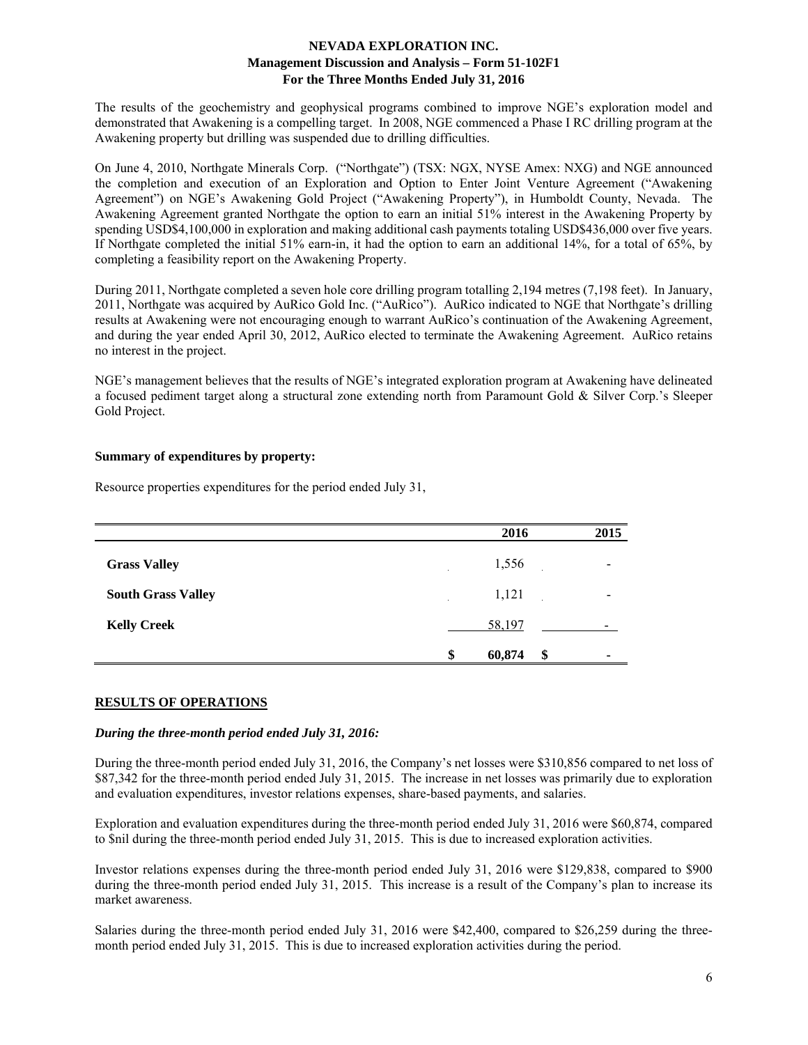The results of the geochemistry and geophysical programs combined to improve NGE's exploration model and demonstrated that Awakening is a compelling target. In 2008, NGE commenced a Phase I RC drilling program at the Awakening property but drilling was suspended due to drilling difficulties.

On June 4, 2010, Northgate Minerals Corp. ("Northgate") (TSX: NGX, NYSE Amex: NXG) and NGE announced the completion and execution of an Exploration and Option to Enter Joint Venture Agreement ("Awakening Agreement") on NGE's Awakening Gold Project ("Awakening Property"), in Humboldt County, Nevada. The Awakening Agreement granted Northgate the option to earn an initial 51% interest in the Awakening Property by spending USD$4,100,000 in exploration and making additional cash payments totaling USD$436,000 over five years. If Northgate completed the initial 51% earn-in, it had the option to earn an additional 14%, for a total of 65%, by completing a feasibility report on the Awakening Property.

During 2011, Northgate completed a seven hole core drilling program totalling 2,194 metres (7,198 feet). In January, 2011, Northgate was acquired by AuRico Gold Inc. ("AuRico"). AuRico indicated to NGE that Northgate's drilling results at Awakening were not encouraging enough to warrant AuRico's continuation of the Awakening Agreement, and during the year ended April 30, 2012, AuRico elected to terminate the Awakening Agreement. AuRico retains no interest in the project.

NGE's management believes that the results of NGE's integrated exploration program at Awakening have delineated a focused pediment target along a structural zone extending north from Paramount Gold & Silver Corp.'s Sleeper Gold Project.

**Summary of expenditures by property:**

Resource properties expenditures for the period ended July 31,

| | 2016 | 2015 |
|---|---|---|
| **Grass Valley** | 1,556 | - |
| **South Grass Valley** | 1,121 | - |
| **Kelly Creek** | 58,197 | - |
| | $ 60,874 | $ - |

## RESULTS OF OPERATIONS

### *During the three-month period ended July 31, 2016:*

During the three-month period ended July 31, 2016, the Company's net losses were $310,856 compared to net loss of $87,342 for the three-month period ended July 31, 2015. The increase in net losses was primarily due to exploration and evaluation expenditures, investor relations expenses, share-based payments, and salaries.

Exploration and evaluation expenditures during the three-month period ended July 31, 2016 were $60,874, compared to $nil during the three-month period ended July 31, 2015. This is due to increased exploration activities.

Investor relations expenses during the three-month period ended July 31, 2016 were $129,838, compared to $900 during the three-month period ended July 31, 2015. This increase is a result of the Company's plan to increase its market awareness.

Salaries during the three-month period ended July 31, 2016 were $42,400, compared to $26,259 during the three-month period ended July 31, 2015. This is due to increased exploration activities during the period.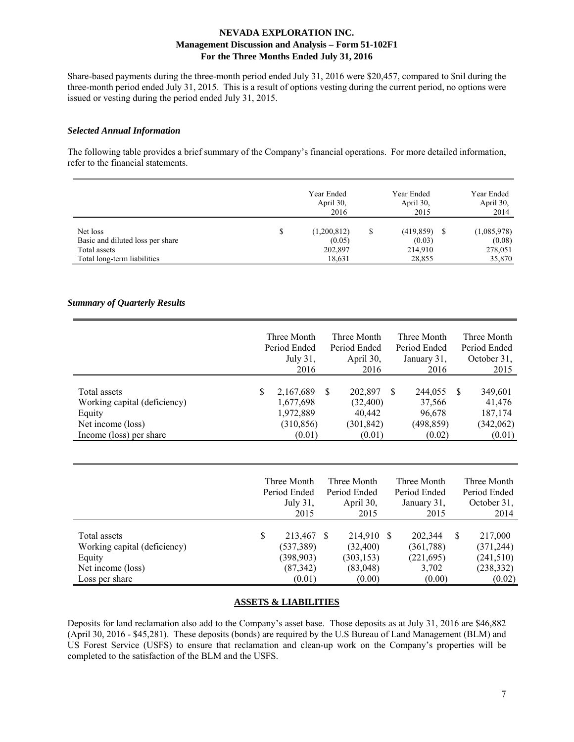Share-based payments during the three-month period ended July 31, 2016 were $20,457, compared to $nil during the three-month period ended July 31, 2015. This is a result of options vesting during the current period, no options were issued or vesting during the period ended July 31, 2015.

### *Selected Annual Information*

The following table provides a brief summary of the Company's financial operations. For more detailed information, refer to the financial statements.

| | Year Ended April 30, 2016 | Year Ended April 30, 2015 | Year Ended April 30, 2014 |
|---|---|---|---|
| Net loss | $ (1,200,812) | $ (419,859) | $ (1,085,978) |
| Basic and diluted loss per share | (0.05) | (0.03) | (0.08) |
| Total assets | 202,897 | 214,910 | 278,051 |
| Total long-term liabilities | 18,631 | 28,855 | 35,870 |

### *Summary of Quarterly Results*

| | Three Month Period Ended July 31, 2016 | Three Month Period Ended April 30, 2016 | Three Month Period Ended January 31, 2016 | Three Month Period Ended October 31, 2015 |
|---|---|---|---|---|
| Total assets | $ 2,167,689 | $ 202,897 | $ 244,055 | $ 349,601 |
| Working capital (deficiency) | 1,677,698 | (32,400) | 37,566 | 41,476 |
| Equity | 1,972,889 | 40,442 | 96,678 | 187,174 |
| Net income (loss) | (310,856) | (301,842) | (498,859) | (342,062) |
| Income (loss) per share | (0.01) | (0.01) | (0.02) | (0.01) |

| | Three Month Period Ended July 31, 2015 | Three Month Period Ended April 30, 2015 | Three Month Period Ended January 31, 2015 | Three Month Period Ended October 31, 2014 |
|---|---|---|---|---|
| Total assets | $ 213,467 | $ 214,910 | $ 202,344 | $ 217,000 |
| Working capital (deficiency) | (537,389) | (32,400) | (361,788) | (371,244) |
| Equity | (398,903) | (303,153) | (221,695) | (241,510) |
| Net income (loss) | (87,342) | (83,048) | 3,702 | (238,332) |
| Loss per share | (0.01) | (0.00) | (0.00) | (0.02) |

## **ASSETS & LIABILITIES**

Deposits for land reclamation also add to the Company's asset base. Those deposits as at July 31, 2016 are $46,882 (April 30, 2016 - $45,281). These deposits (bonds) are required by the U.S Bureau of Land Management (BLM) and US Forest Service (USFS) to ensure that reclamation and clean-up work on the Company's properties will be completed to the satisfaction of the BLM and the USFS.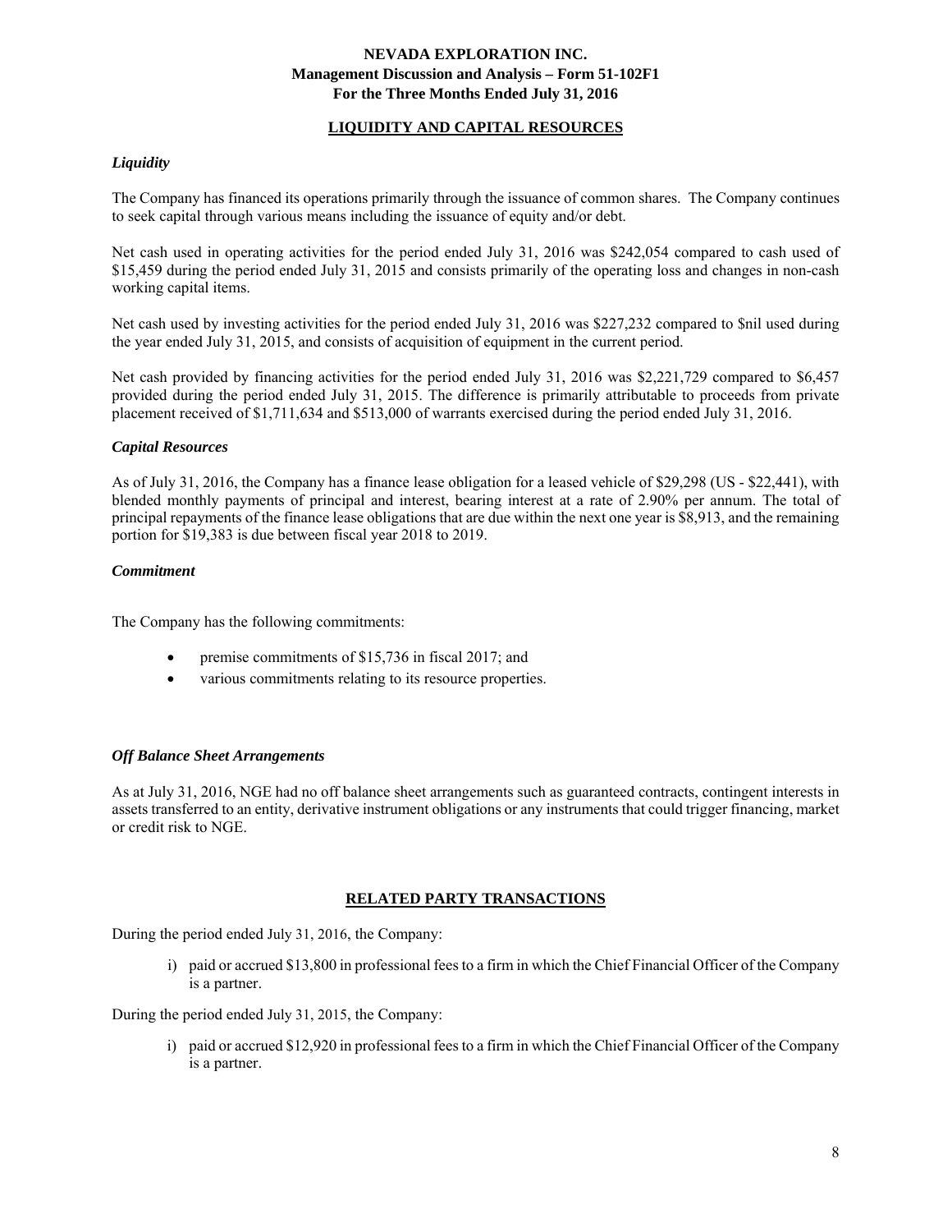## LIQUIDITY AND CAPITAL RESOURCES

### *Liquidity*

The Company has financed its operations primarily through the issuance of common shares. The Company continues to seek capital through various means including the issuance of equity and/or debt.

Net cash used in operating activities for the period ended July 31, 2016 was $242,054 compared to cash used of $15,459 during the period ended July 31, 2015 and consists primarily of the operating loss and changes in non-cash working capital items.

Net cash used by investing activities for the period ended July 31, 2016 was $227,232 compared to $nil used during the year ended July 31, 2015, and consists of acquisition of equipment in the current period.

Net cash provided by financing activities for the period ended July 31, 2016 was $2,221,729 compared to $6,457 provided during the period ended July 31, 2015. The difference is primarily attributable to proceeds from private placement received of $1,711,634 and $513,000 of warrants exercised during the period ended July 31, 2016.

### *Capital Resources*

As of July 31, 2016, the Company has a finance lease obligation for a leased vehicle of $29,298 (US - $22,441), with blended monthly payments of principal and interest, bearing interest at a rate of 2.90% per annum. The total of principal repayments of the finance lease obligations that are due within the next one year is $8,913, and the remaining portion for $19,383 is due between fiscal year 2018 to 2019.

### *Commitment*

The Company has the following commitments:

- premise commitments of $15,736 in fiscal 2017; and
- various commitments relating to its resource properties.

### *Off Balance Sheet Arrangements*

As at July 31, 2016, NGE had no off balance sheet arrangements such as guaranteed contracts, contingent interests in assets transferred to an entity, derivative instrument obligations or any instruments that could trigger financing, market or credit risk to NGE.

## RELATED PARTY TRANSACTIONS

During the period ended July 31, 2016, the Company:

i) paid or accrued $13,800 in professional fees to a firm in which the Chief Financial Officer of the Company is a partner.

During the period ended July 31, 2015, the Company:

i) paid or accrued $12,920 in professional fees to a firm in which the Chief Financial Officer of the Company is a partner.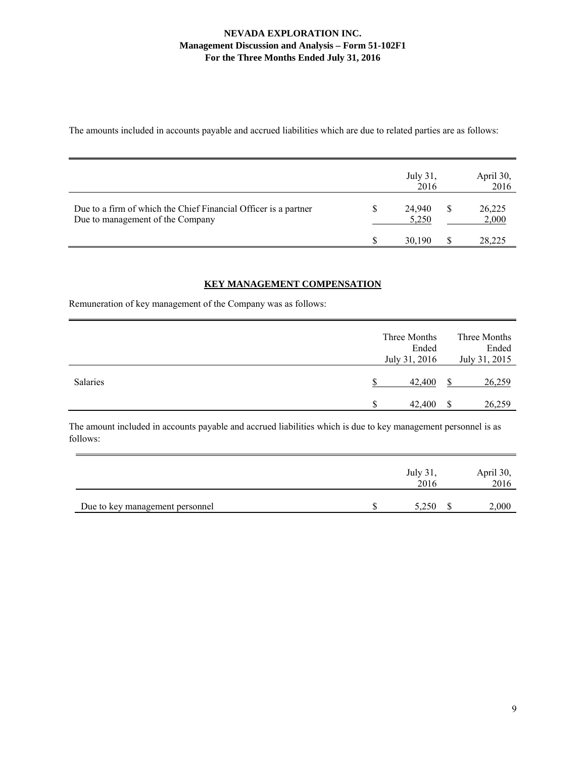The amounts included in accounts payable and accrued liabilities which are due to related parties are as follows:

| | July 31, 2016 | April 30, 2016 |
|---|---|---|
| Due to a firm of which the Chief Financial Officer is a partner | $ 24,940 | $ 26,225 |
| Due to management of the Company | 5,250 | 2,000 |
| | $ 30,190 | $ 28,225 |

## KEY MANAGEMENT COMPENSATION

Remuneration of key management of the Company was as follows:

| | Three Months Ended July 31, 2016 | Three Months Ended July 31, 2015 |
|---|---|---|
| Salaries | $ 42,400 | $ 26,259 |
| | $ 42,400 | $ 26,259 |

The amount included in accounts payable and accrued liabilities which is due to key management personnel is as follows:

| | July 31, 2016 | April 30, 2016 |
|---|---|---|
| Due to key management personnel | $ 5,250 | $ 2,000 |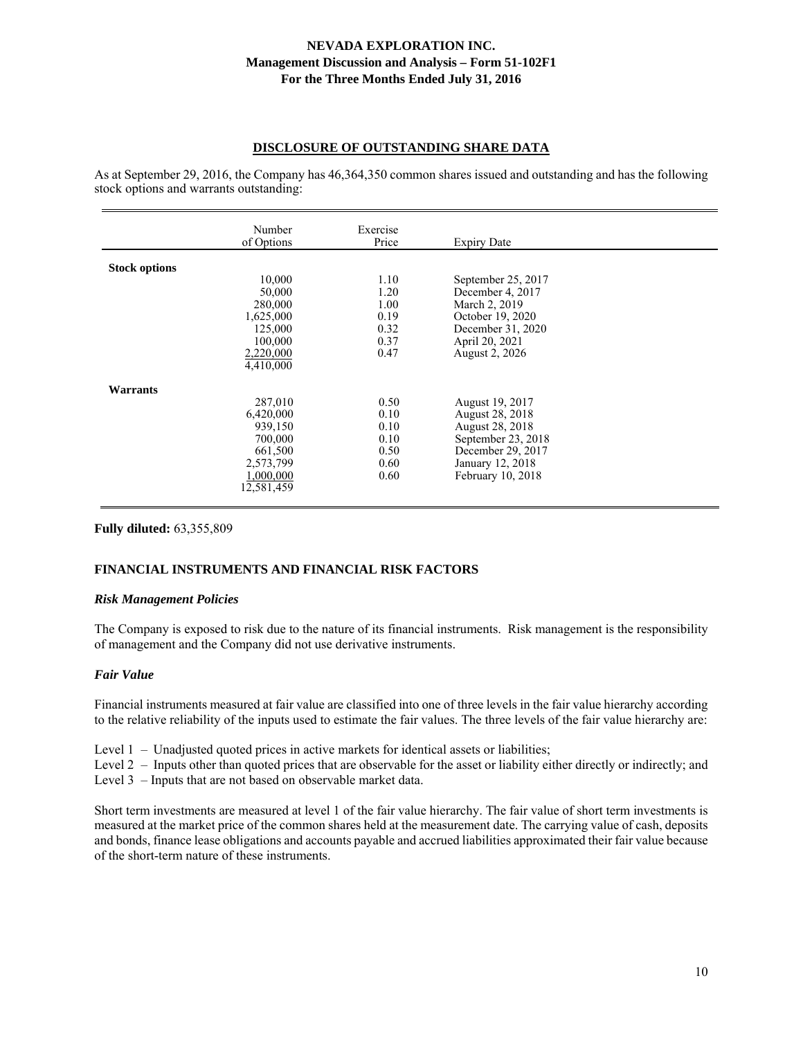## DISCLOSURE OF OUTSTANDING SHARE DATA

As at September 29, 2016, the Company has 46,364,350 common shares issued and outstanding and has the following stock options and warrants outstanding:

| | Number of Options | Exercise Price | Expiry Date |
|---|---|---|---|
| **Stock options** | | | |
| | 10,000 | 1.10 | September 25, 2017 |
| | 50,000 | 1.20 | December 4, 2017 |
| | 280,000 | 1.00 | March 2, 2019 |
| | 1,625,000 | 0.19 | October 19, 2020 |
| | 125,000 | 0.32 | December 31, 2020 |
| | 100,000 | 0.37 | April 20, 2021 |
| | 2,220,000 | 0.47 | August 2, 2026 |
| | 4,410,000 | | |
| **Warrants** | | | |
| | 287,010 | 0.50 | August 19, 2017 |
| | 6,420,000 | 0.10 | August 28, 2018 |
| | 939,150 | 0.10 | August 28, 2018 |
| | 700,000 | 0.10 | September 23, 2018 |
| | 661,500 | 0.50 | December 29, 2017 |
| | 2,573,799 | 0.60 | January 12, 2018 |
| | 1,000,000 | 0.60 | February 10, 2018 |
| | 12,581,459 | | |

**Fully diluted:** 63,355,809

## FINANCIAL INSTRUMENTS AND FINANCIAL RISK FACTORS

### *Risk Management Policies*

The Company is exposed to risk due to the nature of its financial instruments. Risk management is the responsibility of management and the Company did not use derivative instruments.

### *Fair Value*

Financial instruments measured at fair value are classified into one of three levels in the fair value hierarchy according to the relative reliability of the inputs used to estimate the fair values. The three levels of the fair value hierarchy are:

Level 1 – Unadjusted quoted prices in active markets for identical assets or liabilities;
Level 2 – Inputs other than quoted prices that are observable for the asset or liability either directly or indirectly; and
Level 3 – Inputs that are not based on observable market data.

Short term investments are measured at level 1 of the fair value hierarchy. The fair value of short term investments is measured at the market price of the common shares held at the measurement date. The carrying value of cash, deposits and bonds, finance lease obligations and accounts payable and accrued liabilities approximated their fair value because of the short-term nature of these instruments.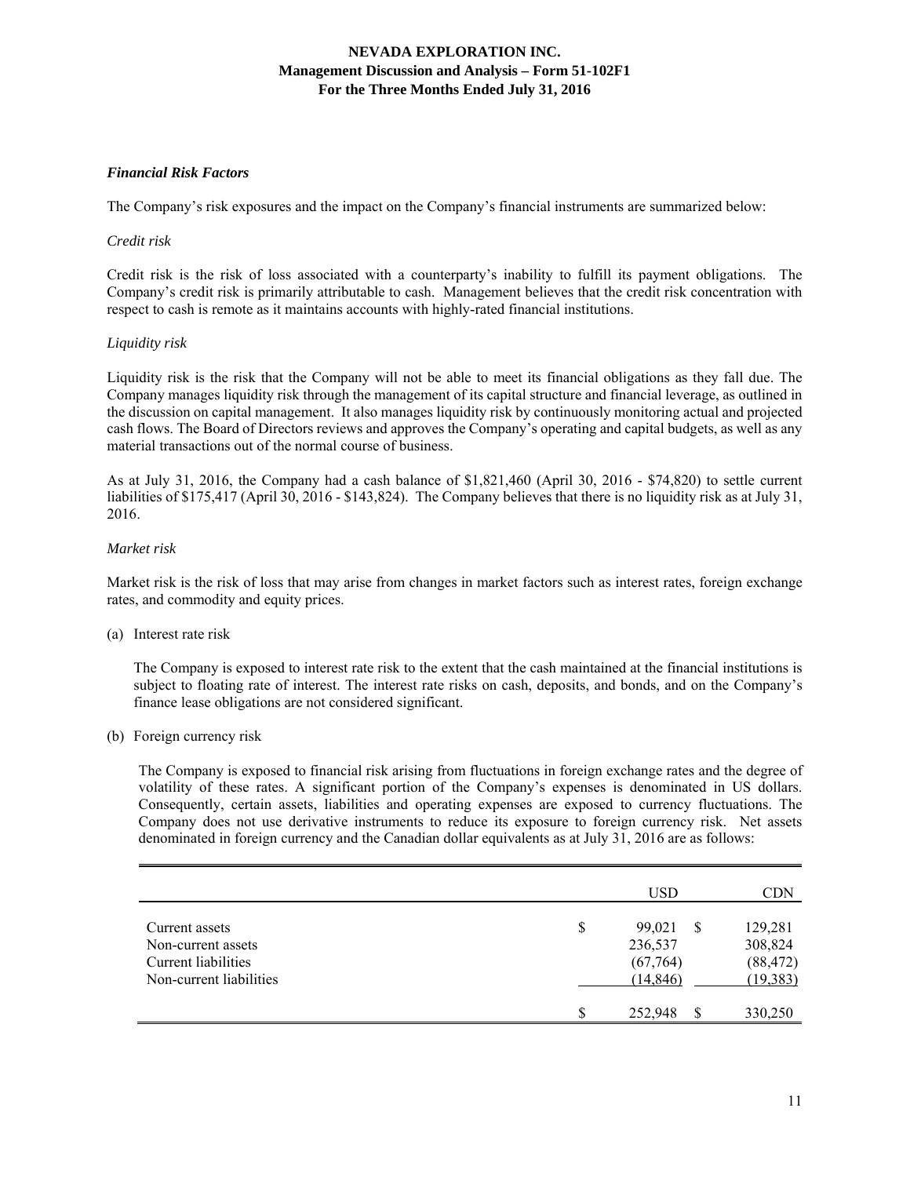### *Financial Risk Factors*

The Company's risk exposures and the impact on the Company's financial instruments are summarized below:

*Credit risk*

Credit risk is the risk of loss associated with a counterparty's inability to fulfill its payment obligations. The Company's credit risk is primarily attributable to cash. Management believes that the credit risk concentration with respect to cash is remote as it maintains accounts with highly-rated financial institutions.

*Liquidity risk*

Liquidity risk is the risk that the Company will not be able to meet its financial obligations as they fall due. The Company manages liquidity risk through the management of its capital structure and financial leverage, as outlined in the discussion on capital management. It also manages liquidity risk by continuously monitoring actual and projected cash flows. The Board of Directors reviews and approves the Company's operating and capital budgets, as well as any material transactions out of the normal course of business.

As at July 31, 2016, the Company had a cash balance of $1,821,460 (April 30, 2016 - $74,820) to settle current liabilities of $175,417 (April 30, 2016 - $143,824). The Company believes that there is no liquidity risk as at July 31, 2016.

*Market risk*

Market risk is the risk of loss that may arise from changes in market factors such as interest rates, foreign exchange rates, and commodity and equity prices.

(a) Interest rate risk

The Company is exposed to interest rate risk to the extent that the cash maintained at the financial institutions is subject to floating rate of interest. The interest rate risks on cash, deposits, and bonds, and on the Company's finance lease obligations are not considered significant.

(b) Foreign currency risk

The Company is exposed to financial risk arising from fluctuations in foreign exchange rates and the degree of volatility of these rates. A significant portion of the Company's expenses is denominated in US dollars. Consequently, certain assets, liabilities and operating expenses are exposed to currency fluctuations. The Company does not use derivative instruments to reduce its exposure to foreign currency risk. Net assets denominated in foreign currency and the Canadian dollar equivalents as at July 31, 2016 are as follows:

| | USD | CDN |
|---|---|---|
| Current assets | $ 99,021 | $ 129,281 |
| Non-current assets | 236,537 | 308,824 |
| Current liabilities | (67,764) | (88,472) |
| Non-current liabilities | (14,846) | (19,383) |
| | $ 252,948 | $ 330,250 |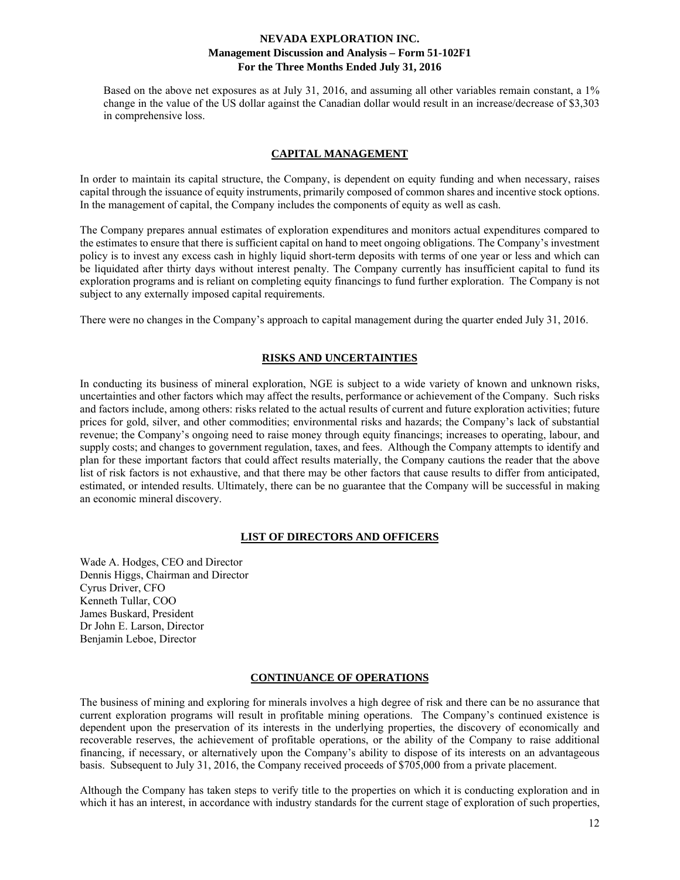Based on the above net exposures as at July 31, 2016, and assuming all other variables remain constant, a 1% change in the value of the US dollar against the Canadian dollar would result in an increase/decrease of $3,303 in comprehensive loss.

## CAPITAL MANAGEMENT

In order to maintain its capital structure, the Company, is dependent on equity funding and when necessary, raises capital through the issuance of equity instruments, primarily composed of common shares and incentive stock options. In the management of capital, the Company includes the components of equity as well as cash.

The Company prepares annual estimates of exploration expenditures and monitors actual expenditures compared to the estimates to ensure that there is sufficient capital on hand to meet ongoing obligations. The Company's investment policy is to invest any excess cash in highly liquid short-term deposits with terms of one year or less and which can be liquidated after thirty days without interest penalty. The Company currently has insufficient capital to fund its exploration programs and is reliant on completing equity financings to fund further exploration. The Company is not subject to any externally imposed capital requirements.

There were no changes in the Company's approach to capital management during the quarter ended July 31, 2016.

## RISKS AND UNCERTAINTIES

In conducting its business of mineral exploration, NGE is subject to a wide variety of known and unknown risks, uncertainties and other factors which may affect the results, performance or achievement of the Company. Such risks and factors include, among others: risks related to the actual results of current and future exploration activities; future prices for gold, silver, and other commodities; environmental risks and hazards; the Company's lack of substantial revenue; the Company's ongoing need to raise money through equity financings; increases to operating, labour, and supply costs; and changes to government regulation, taxes, and fees. Although the Company attempts to identify and plan for these important factors that could affect results materially, the Company cautions the reader that the above list of risk factors is not exhaustive, and that there may be other factors that cause results to differ from anticipated, estimated, or intended results. Ultimately, there can be no guarantee that the Company will be successful in making an economic mineral discovery.

## LIST OF DIRECTORS AND OFFICERS

Wade A. Hodges, CEO and Director
Dennis Higgs, Chairman and Director
Cyrus Driver, CFO
Kenneth Tullar, COO
James Buskard, President
Dr John E. Larson, Director
Benjamin Leboe, Director

## CONTINUANCE OF OPERATIONS

The business of mining and exploring for minerals involves a high degree of risk and there can be no assurance that current exploration programs will result in profitable mining operations. The Company's continued existence is dependent upon the preservation of its interests in the underlying properties, the discovery of economically and recoverable reserves, the achievement of profitable operations, or the ability of the Company to raise additional financing, if necessary, or alternatively upon the Company's ability to dispose of its interests on an advantageous basis. Subsequent to July 31, 2016, the Company received proceeds of $705,000 from a private placement.

Although the Company has taken steps to verify title to the properties on which it is conducting exploration and in which it has an interest, in accordance with industry standards for the current stage of exploration of such properties,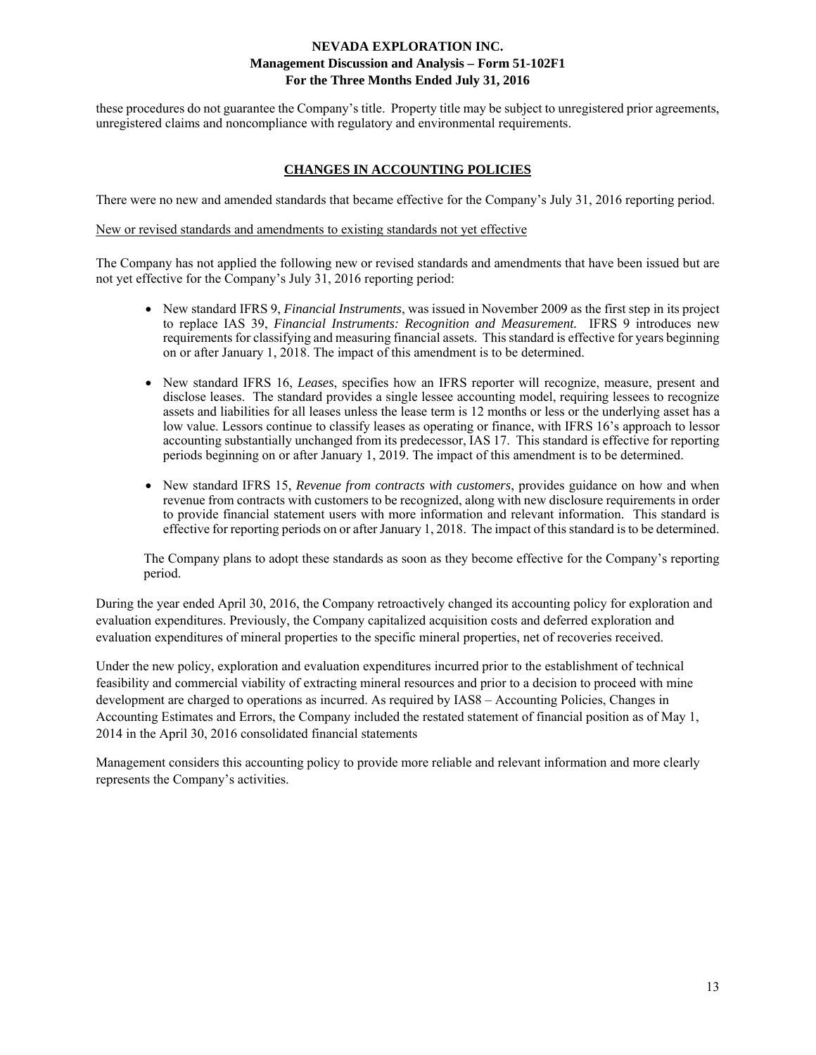these procedures do not guarantee the Company's title. Property title may be subject to unregistered prior agreements, unregistered claims and noncompliance with regulatory and environmental requirements.

## CHANGES IN ACCOUNTING POLICIES

There were no new and amended standards that became effective for the Company's July 31, 2016 reporting period.

New or revised standards and amendments to existing standards not yet effective

The Company has not applied the following new or revised standards and amendments that have been issued but are not yet effective for the Company's July 31, 2016 reporting period:

- New standard IFRS 9, *Financial Instruments*, was issued in November 2009 as the first step in its project to replace IAS 39, *Financial Instruments: Recognition and Measurement.* IFRS 9 introduces new requirements for classifying and measuring financial assets. This standard is effective for years beginning on or after January 1, 2018. The impact of this amendment is to be determined.

- New standard IFRS 16, *Leases*, specifies how an IFRS reporter will recognize, measure, present and disclose leases. The standard provides a single lessee accounting model, requiring lessees to recognize assets and liabilities for all leases unless the lease term is 12 months or less or the underlying asset has a low value. Lessors continue to classify leases as operating or finance, with IFRS 16's approach to lessor accounting substantially unchanged from its predecessor, IAS 17. This standard is effective for reporting periods beginning on or after January 1, 2019. The impact of this amendment is to be determined.

- New standard IFRS 15, *Revenue from contracts with customers*, provides guidance on how and when revenue from contracts with customers to be recognized, along with new disclosure requirements in order to provide financial statement users with more information and relevant information. This standard is effective for reporting periods on or after January 1, 2018. The impact of this standard is to be determined.

The Company plans to adopt these standards as soon as they become effective for the Company's reporting period.

During the year ended April 30, 2016, the Company retroactively changed its accounting policy for exploration and evaluation expenditures. Previously, the Company capitalized acquisition costs and deferred exploration and evaluation expenditures of mineral properties to the specific mineral properties, net of recoveries received.

Under the new policy, exploration and evaluation expenditures incurred prior to the establishment of technical feasibility and commercial viability of extracting mineral resources and prior to a decision to proceed with mine development are charged to operations as incurred. As required by IAS8 – Accounting Policies, Changes in Accounting Estimates and Errors, the Company included the restated statement of financial position as of May 1, 2014 in the April 30, 2016 consolidated financial statements

Management considers this accounting policy to provide more reliable and relevant information and more clearly represents the Company's activities.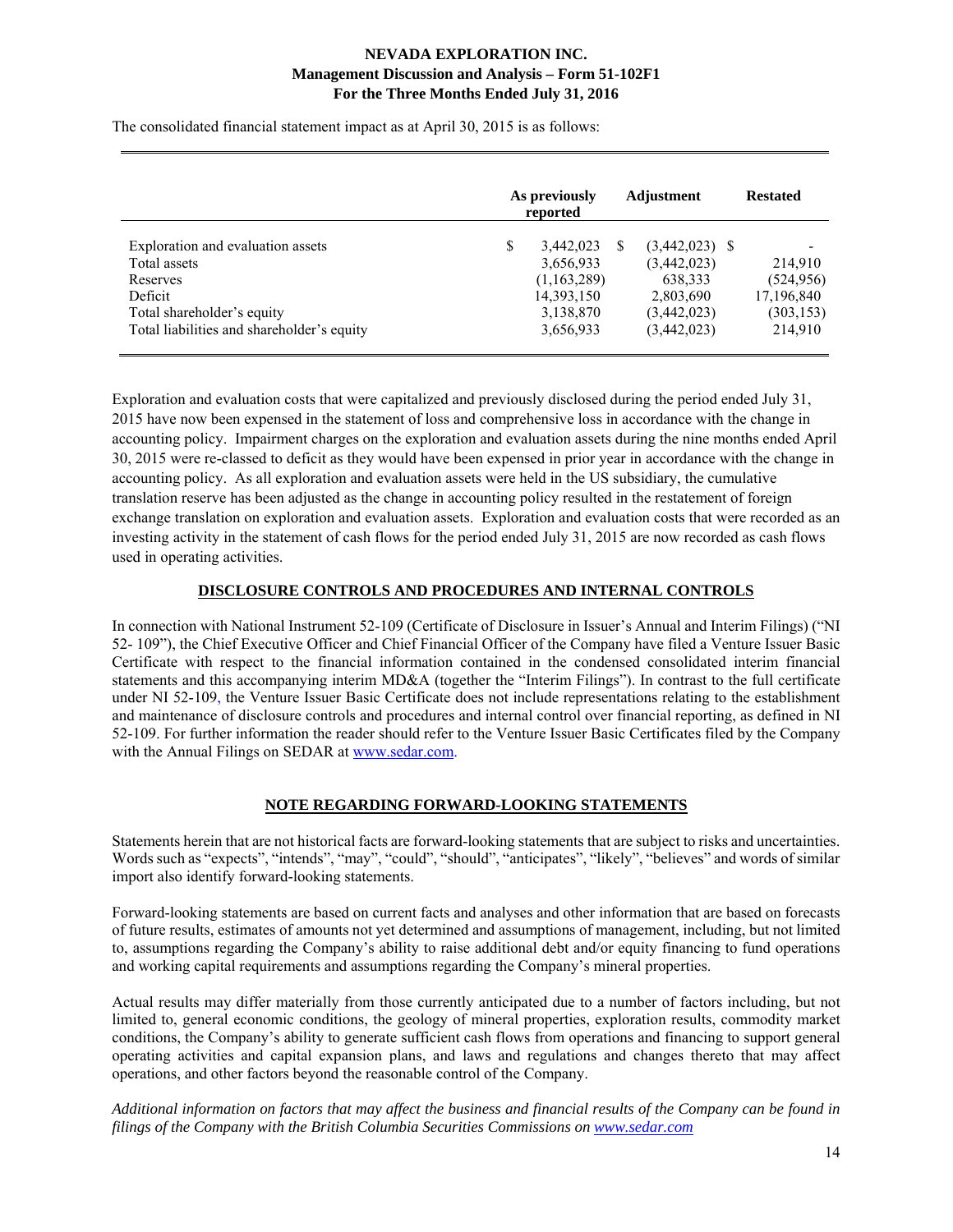The consolidated financial statement impact as at April 30, 2015 is as follows:

| | As previously reported | Adjustment | Restated |
|---|---|---|---|
| Exploration and evaluation assets | $ 3,442,023 | $ (3,442,023) | $ - |
| Total assets | 3,656,933 | (3,442,023) | 214,910 |
| Reserves | (1,163,289) | 638,333 | (524,956) |
| Deficit | 14,393,150 | 2,803,690 | 17,196,840 |
| Total shareholder's equity | 3,138,870 | (3,442,023) | (303,153) |
| Total liabilities and shareholder's equity | 3,656,933 | (3,442,023) | 214,910 |

Exploration and evaluation costs that were capitalized and previously disclosed during the period ended July 31, 2015 have now been expensed in the statement of loss and comprehensive loss in accordance with the change in accounting policy. Impairment charges on the exploration and evaluation assets during the nine months ended April 30, 2015 were re-classed to deficit as they would have been expensed in prior year in accordance with the change in accounting policy. As all exploration and evaluation assets were held in the US subsidiary, the cumulative translation reserve has been adjusted as the change in accounting policy resulted in the restatement of foreign exchange translation on exploration and evaluation assets. Exploration and evaluation costs that were recorded as an investing activity in the statement of cash flows for the period ended July 31, 2015 are now recorded as cash flows used in operating activities.

## DISCLOSURE CONTROLS AND PROCEDURES AND INTERNAL CONTROLS

In connection with National Instrument 52-109 (Certificate of Disclosure in Issuer's Annual and Interim Filings) ("NI 52- 109"), the Chief Executive Officer and Chief Financial Officer of the Company have filed a Venture Issuer Basic Certificate with respect to the financial information contained in the condensed consolidated interim financial statements and this accompanying interim MD&A (together the "Interim Filings"). In contrast to the full certificate under NI 52-109, the Venture Issuer Basic Certificate does not include representations relating to the establishment and maintenance of disclosure controls and procedures and internal control over financial reporting, as defined in NI 52-109. For further information the reader should refer to the Venture Issuer Basic Certificates filed by the Company with the Annual Filings on SEDAR at www.sedar.com.

## NOTE REGARDING FORWARD-LOOKING STATEMENTS

Statements herein that are not historical facts are forward-looking statements that are subject to risks and uncertainties. Words such as "expects", "intends", "may", "could", "should", "anticipates", "likely", "believes" and words of similar import also identify forward-looking statements.

Forward-looking statements are based on current facts and analyses and other information that are based on forecasts of future results, estimates of amounts not yet determined and assumptions of management, including, but not limited to, assumptions regarding the Company's ability to raise additional debt and/or equity financing to fund operations and working capital requirements and assumptions regarding the Company's mineral properties.

Actual results may differ materially from those currently anticipated due to a number of factors including, but not limited to, general economic conditions, the geology of mineral properties, exploration results, commodity market conditions, the Company's ability to generate sufficient cash flows from operations and financing to support general operating activities and capital expansion plans, and laws and regulations and changes thereto that may affect operations, and other factors beyond the reasonable control of the Company.

*Additional information on factors that may affect the business and financial results of the Company can be found in filings of the Company with the British Columbia Securities Commissions on www.sedar.com*